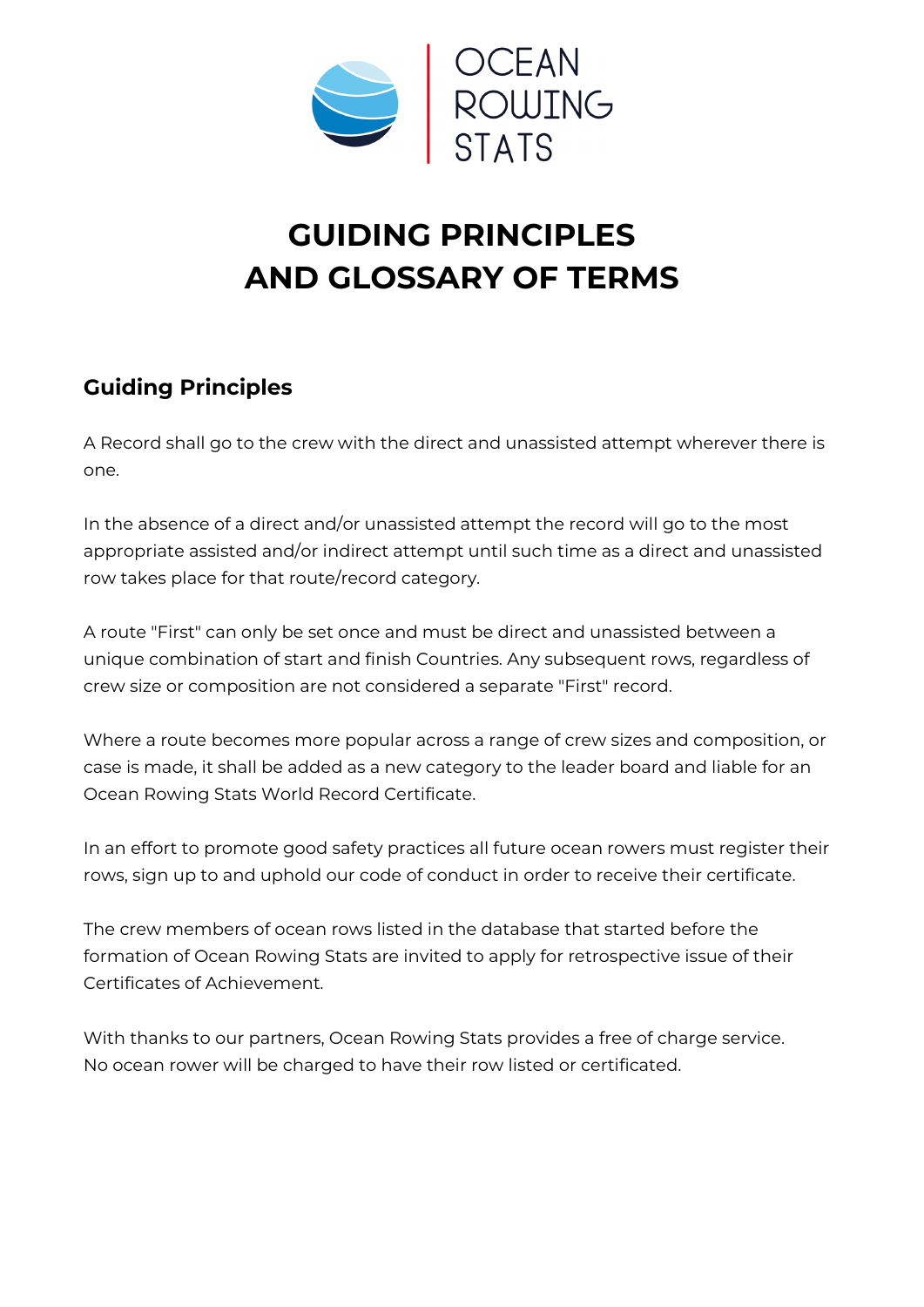OCEAN ROWING STATS

# GUIDING PRINCIPLES AND GLOSSARY OF TERMS

## Guiding Principles

A Record shall go to the crew with the direct and unassisted attempt wherever there is one.

In the absence of a direct and/or unassisted attempt the record will go to the most appropriate assisted and/or indirect attempt until such time as a direct and unassisted row takes place for that route/record category.

A route "First" can only be set once and must be direct and unassisted between a unique combination of start and finish Countries. Any subsequent rows, regardless of crew size or composition are not considered a separate "First" record.

Where a route becomes more popular across a range of crew sizes and composition, or case is made, it shall be added as a new category to the leader board and liable for an Ocean Rowing Stats World Record Certificate.

In an effort to promote good safety practices all future ocean rowers must register their rows, sign up to and uphold our code of conduct in order to receive their certificate.

The crew members of ocean rows listed in the database that started before the formation of Ocean Rowing Stats are invited to apply for retrospective issue of their Certificates of Achievement.

With thanks to our partners, Ocean Rowing Stats provides a free of charge service. No ocean rower will be charged to have their row listed or certificated.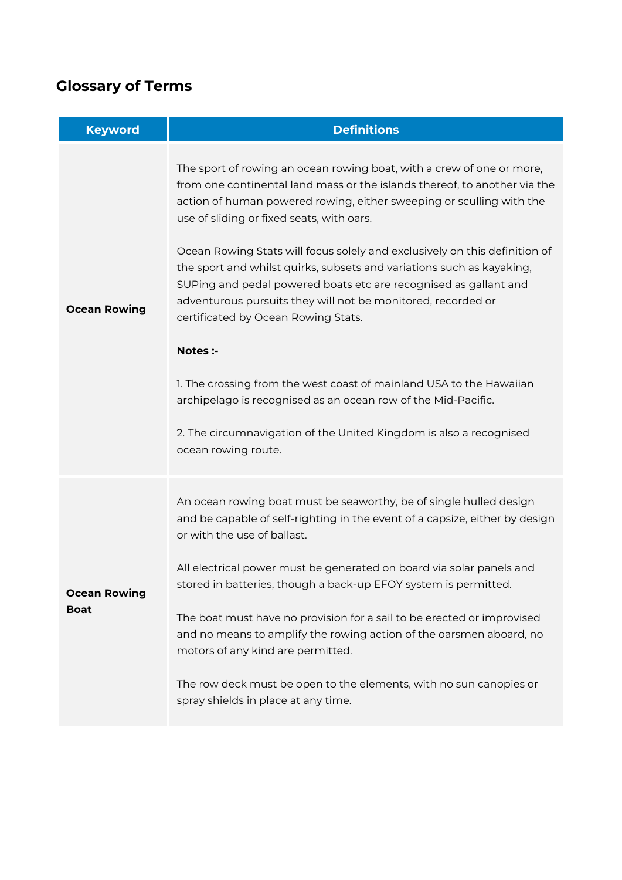## Glossary of Terms

| Keyword | Definitions |
|---|---|
| **Ocean Rowing** | The sport of rowing an ocean rowing boat, with a crew of one or more, from one continental land mass or the islands thereof, to another via the action of human powered rowing, either sweeping or sculling with the use of sliding or fixed seats, with oars.<br><br>Ocean Rowing Stats will focus solely and exclusively on this definition of the sport and whilst quirks, subsets and variations such as kayaking, SUPing and pedal powered boats etc are recognised as gallant and adventurous pursuits they will not be monitored, recorded or certificated by Ocean Rowing Stats.<br><br>**Notes :-**<br><br>1. The crossing from the west coast of mainland USA to the Hawaiian archipelago is recognised as an ocean row of the Mid-Pacific.<br><br>2. The circumnavigation of the United Kingdom is also a recognised ocean rowing route. |
| **Ocean Rowing Boat** | An ocean rowing boat must be seaworthy, be of single hulled design and be capable of self-righting in the event of a capsize, either by design or with the use of ballast.<br><br>All electrical power must be generated on board via solar panels and stored in batteries, though a back-up EFOY system is permitted.<br><br>The boat must have no provision for a sail to be erected or improvised and no means to amplify the rowing action of the oarsmen aboard, no motors of any kind are permitted.<br><br>The row deck must be open to the elements, with no sun canopies or spray shields in place at any time. |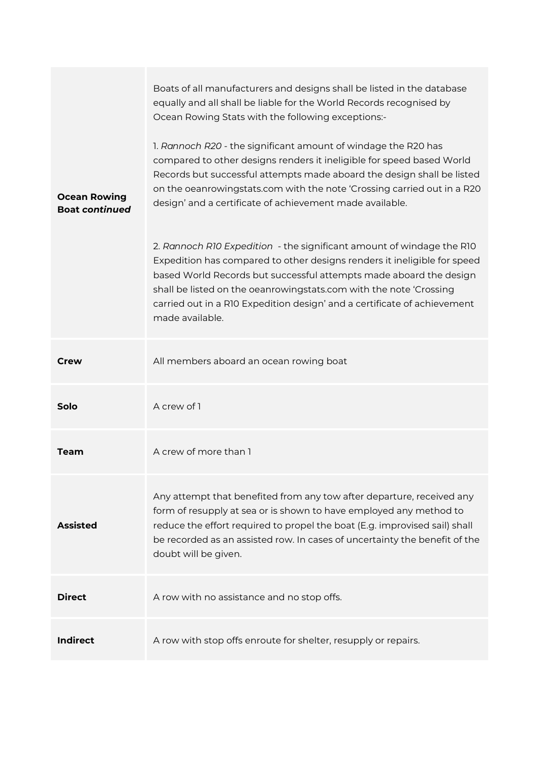| | |
|---|---|
| **Ocean Rowing Boat *continued*** | Boats of all manufacturers and designs shall be listed in the database equally and all shall be liable for the World Records recognised by Ocean Rowing Stats with the following exceptions:-<br><br>1. *Rannoch R20* - the significant amount of windage the R20 has compared to other designs renders it ineligible for speed based World Records but successful attempts made aboard the design shall be listed on the oeanrowingstats.com with the note 'Crossing carried out in a R20 design' and a certificate of achievement made available.<br><br>2. *Rannoch R10 Expedition* - the significant amount of windage the R10 Expedition has compared to other designs renders it ineligible for speed based World Records but successful attempts made aboard the design shall be listed on the oeanrowingstats.com with the note 'Crossing carried out in a R10 Expedition design' and a certificate of achievement made available. |
| **Crew** | All members aboard an ocean rowing boat |
| **Solo** | A crew of 1 |
| **Team** | A crew of more than 1 |
| **Assisted** | Any attempt that benefited from any tow after departure, received any form of resupply at sea or is shown to have employed any method to reduce the effort required to propel the boat (E.g. improvised sail) shall be recorded as an assisted row. In cases of uncertainty the benefit of the doubt will be given. |
| **Direct** | A row with no assistance and no stop offs. |
| **Indirect** | A row with stop offs enroute for shelter, resupply or repairs. |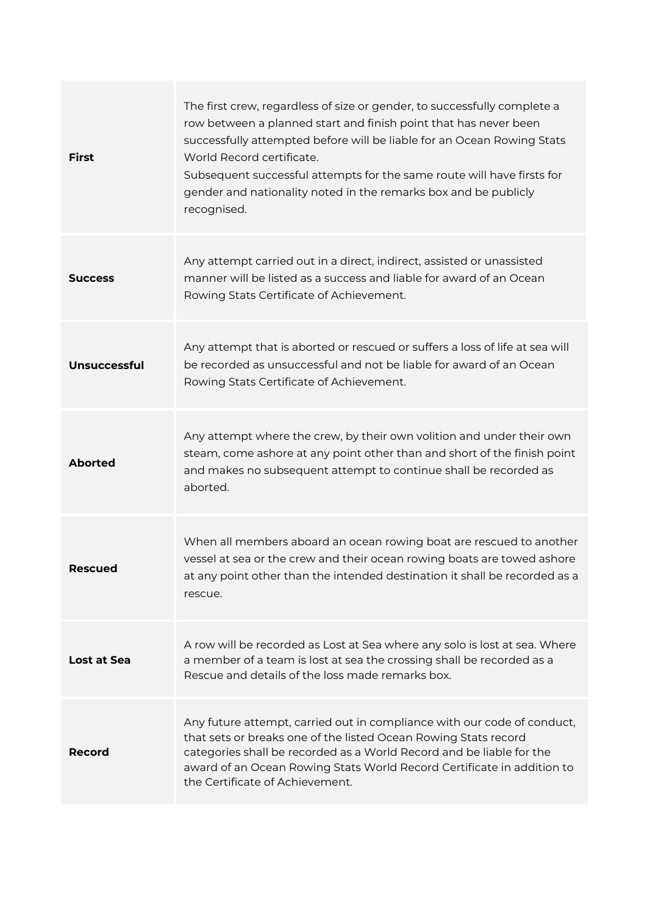| | |
|---|---|
| **First** | The first crew, regardless of size or gender, to successfully complete a row between a planned start and finish point that has never been successfully attempted before will be liable for an Ocean Rowing Stats World Record certificate.<br>Subsequent successful attempts for the same route will have firsts for gender and nationality noted in the remarks box and be publicly recognised. |
| **Success** | Any attempt carried out in a direct, indirect, assisted or unassisted manner will be listed as a success and liable for award of an Ocean Rowing Stats Certificate of Achievement. |
| **Unsuccessful** | Any attempt that is aborted or rescued or suffers a loss of life at sea will be recorded as unsuccessful and not be liable for award of an Ocean Rowing Stats Certificate of Achievement. |
| **Aborted** | Any attempt where the crew, by their own volition and under their own steam, come ashore at any point other than and short of the finish point and makes no subsequent attempt to continue shall be recorded as aborted. |
| **Rescued** | When all members aboard an ocean rowing boat are rescued to another vessel at sea or the crew and their ocean rowing boats are towed ashore at any point other than the intended destination it shall be recorded as a rescue. |
| **Lost at Sea** | A row will be recorded as Lost at Sea where any solo is lost at sea. Where a member of a team is lost at sea the crossing shall be recorded as a Rescue and details of the loss made remarks box. |
| **Record** | Any future attempt, carried out in compliance with our code of conduct, that sets or breaks one of the listed Ocean Rowing Stats record categories shall be recorded as a World Record and be liable for the award of an Ocean Rowing Stats World Record Certificate in addition to the Certificate of Achievement. |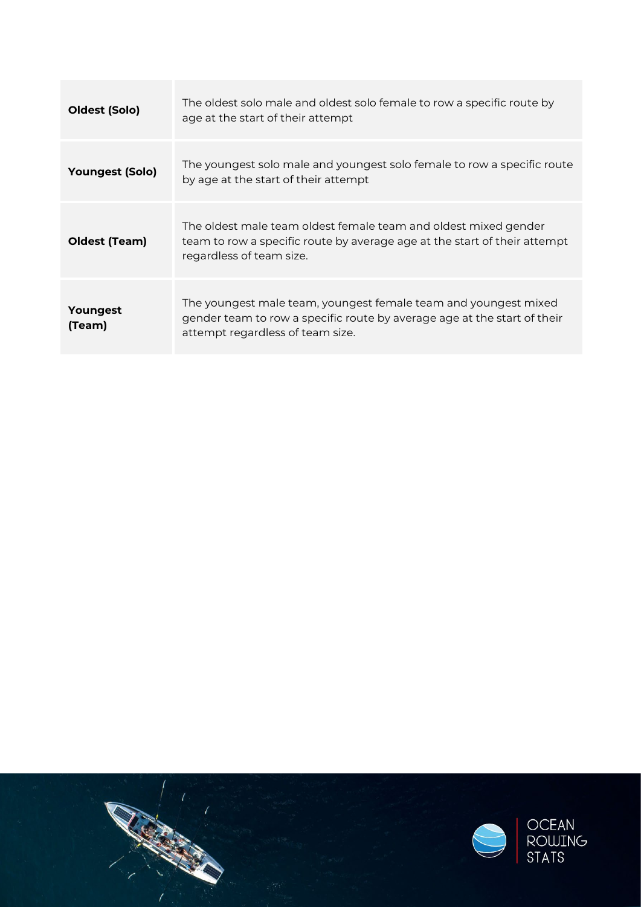| | |
|---|---|
| **Oldest (Solo)** | The oldest solo male and oldest solo female to row a specific route by age at the start of their attempt |
| **Youngest (Solo)** | The youngest solo male and youngest solo female to row a specific route by age at the start of their attempt |
| **Oldest (Team)** | The oldest male team oldest female team and oldest mixed gender team to row a specific route by average age at the start of their attempt regardless of team size. |
| **Youngest (Team)** | The youngest male team, youngest female team and youngest mixed gender team to row a specific route by average age at the start of their attempt regardless of team size. |